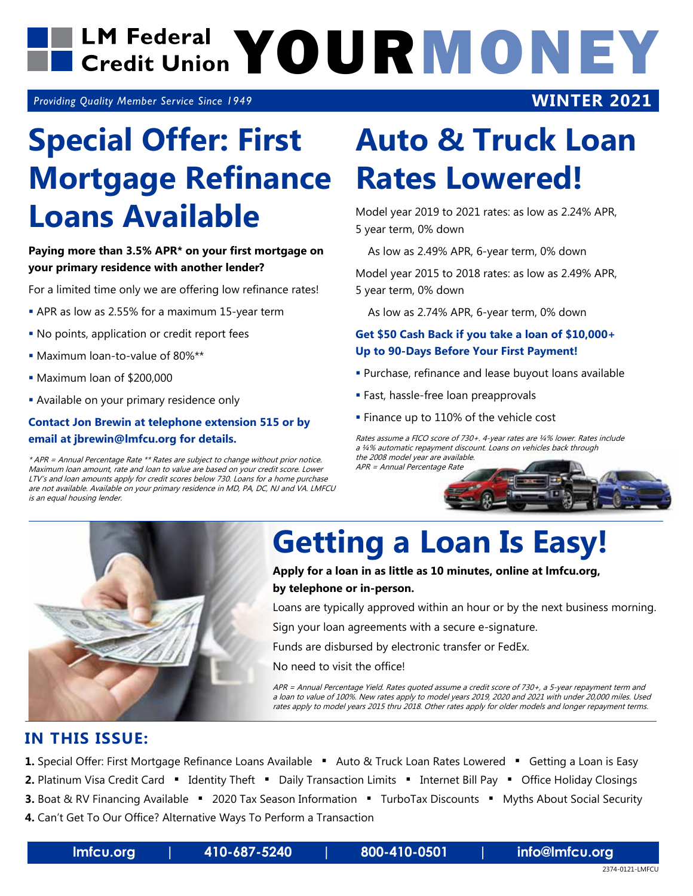# LM Federal Credit Union YOURMONEY

*Providing Quality Member Service Since 1949* **WINTER 2021**

## Special Offer: First Mortgage Refinance Loans Available

**Paying more than 3.5% APR* on your first mortgage on your primary residence with another lender?**

For a limited time only we are offering low refinance rates!

- APR as low as 2.55% for a maximum 15-year term
- No points, application or credit report fees
- Maximum loan-to-value of 80%**
- Maximum loan of $200,000
- Available on your primary residence only

**Contact Jon Brewin at telephone extension 515 or by email at jbrewin@lmfcu.org for details.**

*\* APR = Annual Percentage Rate \*\* Rates are subject to change without prior notice. Maximum loan amount, rate and loan to value are based on your credit score. Lower LTV's and loan amounts apply for credit scores below 730. Loans for a home purchase are not available. Available on your primary residence in MD, PA, DC, NJ and VA. LMFCU is an equal housing lender.*

## Auto & Truck Loan Rates Lowered!

Model year 2019 to 2021 rates: as low as 2.24% APR, 5 year term, 0% down

As low as 2.49% APR, 6-year term, 0% down

Model year 2015 to 2018 rates: as low as 2.49% APR, 5 year term, 0% down

As low as 2.74% APR, 6-year term, 0% down

**Get $50 Cash Back if you take a loan of $10,000+ Up to 90-Days Before Your First Payment!**

- Purchase, refinance and lease buyout loans available
- Fast, hassle-free loan preapprovals
- Finance up to 110% of the vehicle cost

*Rates assume a FICO score of 730+. 4-year rates are ¼% lower. Rates include a ¼% automatic repayment discount. Loans on vehicles back through the 2008 model year are available.*
*APR = Annual Percentage Rate*

## Getting a Loan Is Easy!

**Apply for a loan in as little as 10 minutes, online at lmfcu.org, by telephone or in-person.**

Loans are typically approved within an hour or by the next business morning.

Sign your loan agreements with a secure e-signature.

Funds are disbursed by electronic transfer or FedEx.

No need to visit the office!

*APR = Annual Percentage Yield. Rates quoted assume a credit score of 730+, a 5-year repayment term and a loan to value of 100%. New rates apply to model years 2019, 2020 and 2021 with under 20,000 miles. Used rates apply to model years 2015 thru 2018. Other rates apply for older models and longer repayment terms.*

## IN THIS ISSUE:

**1.** Special Offer: First Mortgage Refinance Loans Available ▪ Auto & Truck Loan Rates Lowered ▪ Getting a Loan is Easy

**2.** Platinum Visa Credit Card ▪ Identity Theft ▪ Daily Transaction Limits ▪ Internet Bill Pay ▪ Office Holiday Closings

**3.** Boat & RV Financing Available ▪ 2020 Tax Season Information ▪ TurboTax Discounts ▪ Myths About Social Security

**4.** Can't Get To Our Office? Alternative Ways To Perform a Transaction

lmfcu.org | 410-687-5240 | 800-410-0501 | info@lmfcu.org

2374-0121-LMFCU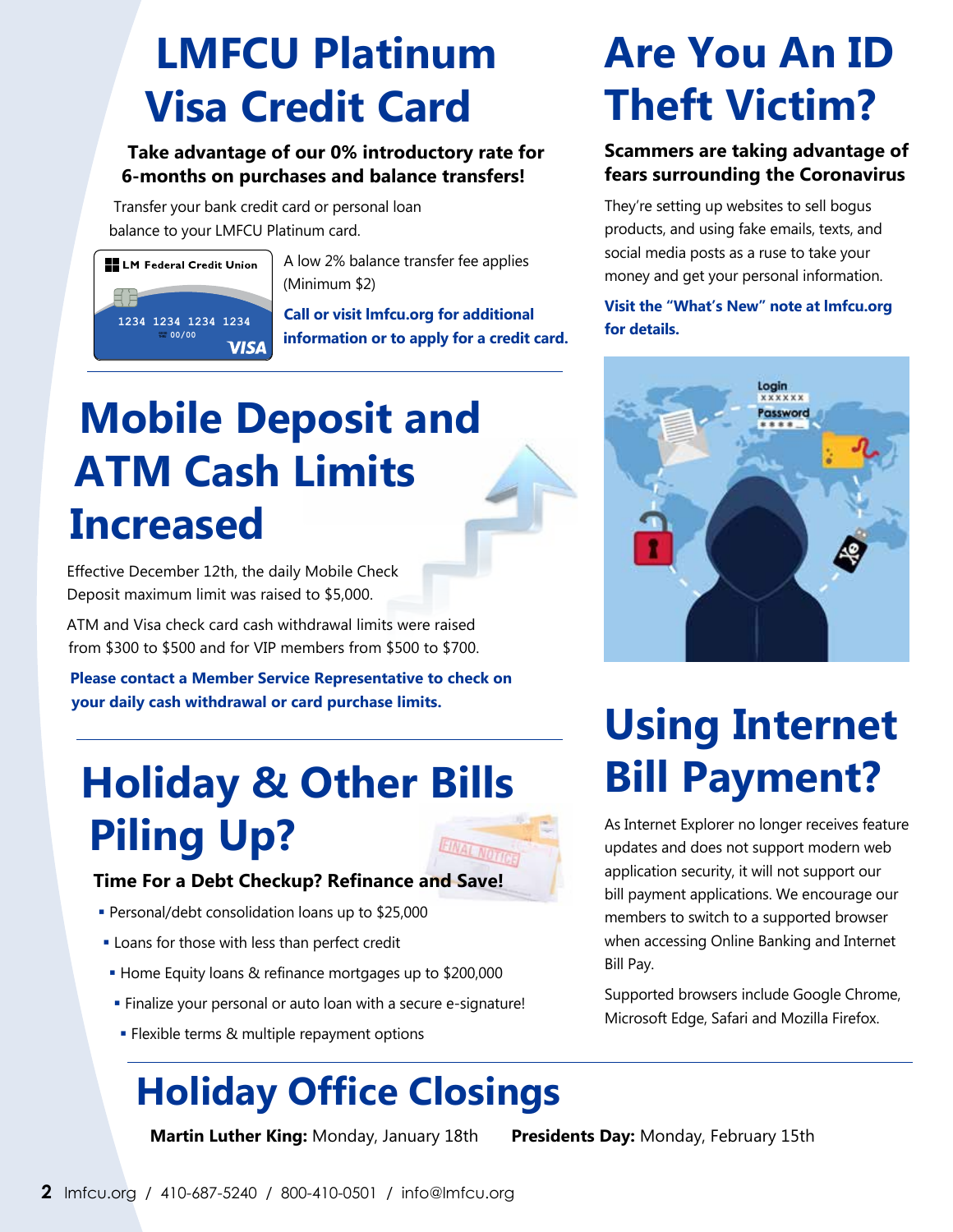# LMFCU Platinum Visa Credit Card

**Take advantage of our 0% introductory rate for 6-months on purchases and balance transfers!**

Transfer your bank credit card or personal loan balance to your LMFCU Platinum card.

A low 2% balance transfer fee applies (Minimum $2)

**Call or visit lmfcu.org for additional information or to apply for a credit card.**

# Mobile Deposit and ATM Cash Limits Increased

Effective December 12th, the daily Mobile Check Deposit maximum limit was raised to $5,000.

ATM and Visa check card cash withdrawal limits were raised from $300 to $500 and for VIP members from $500 to $700.

**Please contact a Member Service Representative to check on your daily cash withdrawal or card purchase limits.**

# Holiday & Other Bills Piling Up?

**Time For a Debt Checkup? Refinance and Save!**

- Personal/debt consolidation loans up to $25,000
- Loans for those with less than perfect credit
- Home Equity loans & refinance mortgages up to $200,000
- Finalize your personal or auto loan with a secure e-signature!
- Flexible terms & multiple repayment options

# Are You An ID Theft Victim?

**Scammers are taking advantage of fears surrounding the Coronavirus**

They're setting up websites to sell bogus products, and using fake emails, texts, and social media posts as a ruse to take your money and get your personal information.

**Visit the "What's New" note at lmfcu.org for details.**

# Using Internet Bill Payment?

As Internet Explorer no longer receives feature updates and does not support modern web application security, it will not support our bill payment applications. We encourage our members to switch to a supported browser when accessing Online Banking and Internet Bill Pay.

Supported browsers include Google Chrome, Microsoft Edge, Safari and Mozilla Firefox.

# Holiday Office Closings

**Martin Luther King:** Monday, January 18th **Presidents Day:** Monday, February 15th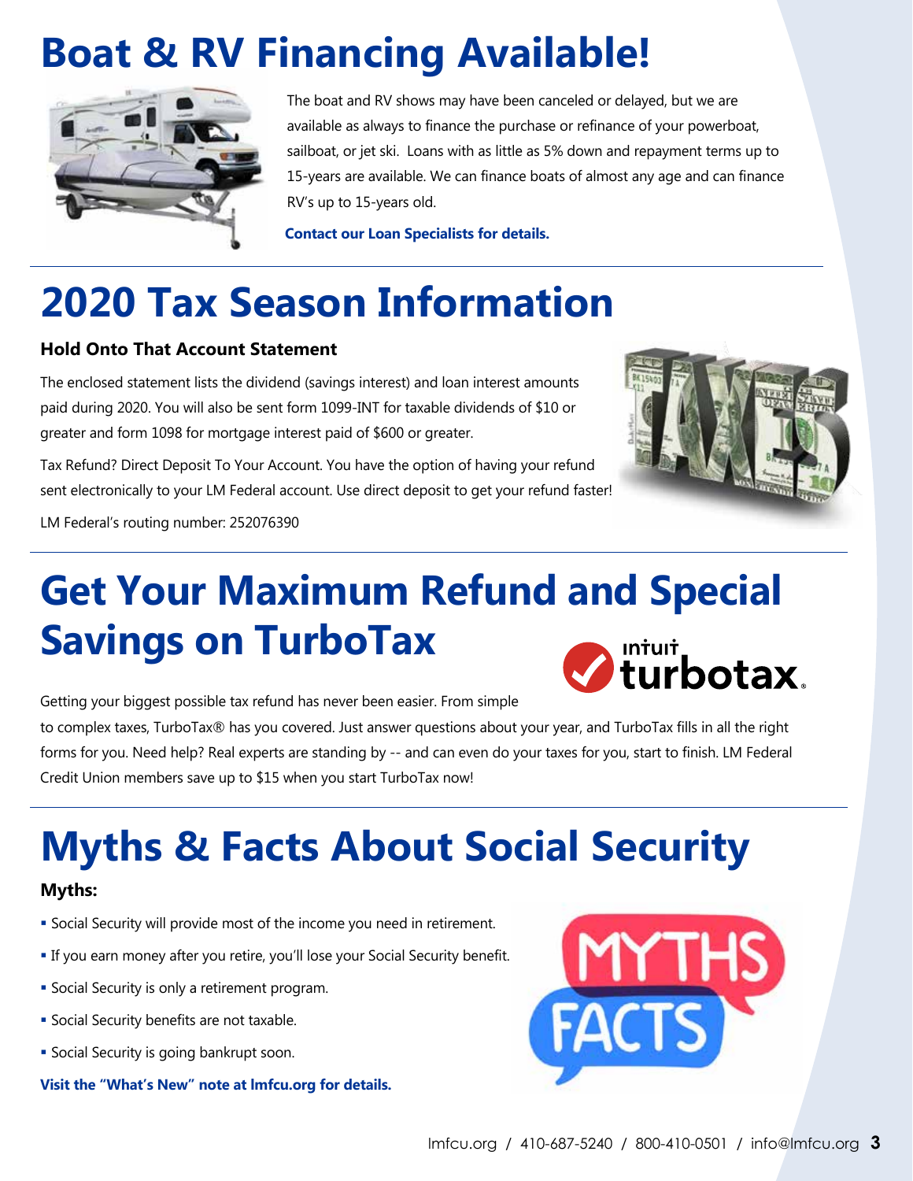# Boat & RV Financing Available!

The boat and RV shows may have been canceled or delayed, but we are available as always to finance the purchase or refinance of your powerboat, sailboat, or jet ski. Loans with as little as 5% down and repayment terms up to 15-years are available. We can finance boats of almost any age and can finance RV's up to 15-years old.

**Contact our Loan Specialists for details.**

# 2020 Tax Season Information

### Hold Onto That Account Statement

The enclosed statement lists the dividend (savings interest) and loan interest amounts paid during 2020. You will also be sent form 1099-INT for taxable dividends of $10 or greater and form 1098 for mortgage interest paid of $600 or greater.

Tax Refund? Direct Deposit To Your Account. You have the option of having your refund sent electronically to your LM Federal account. Use direct deposit to get your refund faster!

LM Federal's routing number: 252076390

# Get Your Maximum Refund and Special Savings on TurboTax

Getting your biggest possible tax refund has never been easier. From simple to complex taxes, TurboTax® has you covered. Just answer questions about your year, and TurboTax fills in all the right forms for you. Need help? Real experts are standing by -- and can even do your taxes for you, start to finish. LM Federal Credit Union members save up to $15 when you start TurboTax now!

# Myths & Facts About Social Security

### Myths:

- Social Security will provide most of the income you need in retirement.
- If you earn money after you retire, you'll lose your Social Security benefit.
- Social Security is only a retirement program.
- Social Security benefits are not taxable.
- Social Security is going bankrupt soon.

**Visit the "What's New" note at lmfcu.org for details.**

lmfcu.org / 410-687-5240 / 800-410-0501 / info@lmfcu.org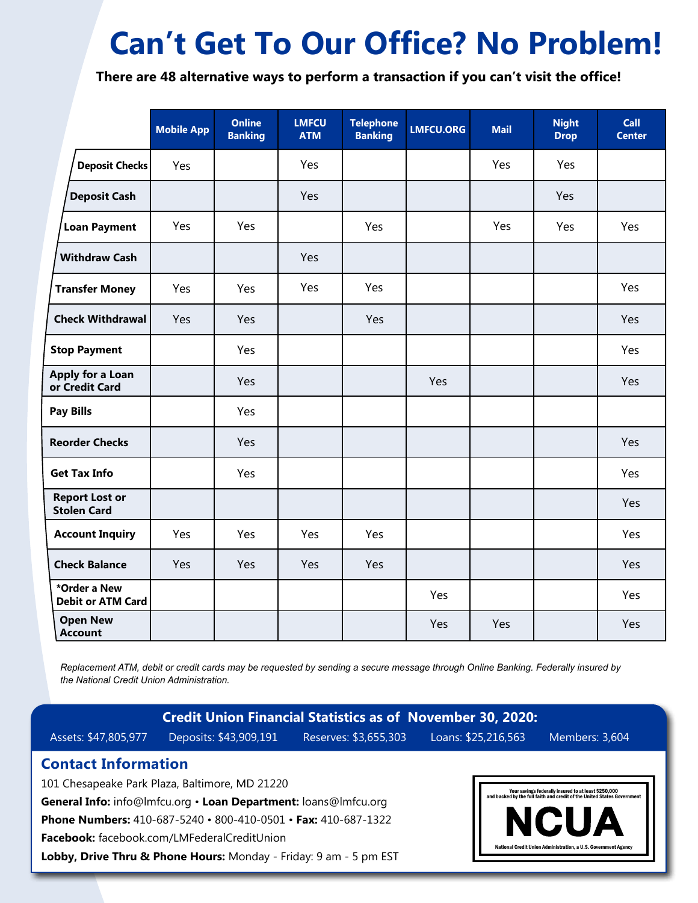# Can't Get To Our Office? No Problem!

**There are 48 alternative ways to perform a transaction if you can't visit the office!**

| | Mobile App | Online Banking | LMFCU ATM | Telephone Banking | LMFCU.ORG | Mail | Night Drop | Call Center |
|---|---|---|---|---|---|---|---|---|
| **Deposit Checks** | Yes | | Yes | | | Yes | Yes | |
| **Deposit Cash** | | | Yes | | | | Yes | |
| **Loan Payment** | Yes | Yes | | Yes | | Yes | Yes | Yes |
| **Withdraw Cash** | | | Yes | | | | | |
| **Transfer Money** | Yes | Yes | Yes | Yes | | | | Yes |
| **Check Withdrawal** | Yes | Yes | | Yes | | | | Yes |
| **Stop Payment** | | Yes | | | | | | Yes |
| **Apply for a Loan or Credit Card** | | Yes | | | Yes | | | Yes |
| **Pay Bills** | | Yes | | | | | | |
| **Reorder Checks** | | Yes | | | | | | Yes |
| **Get Tax Info** | | Yes | | | | | | Yes |
| **Report Lost or Stolen Card** | | | | | | | | Yes |
| **Account Inquiry** | Yes | Yes | Yes | Yes | | | | Yes |
| **Check Balance** | Yes | Yes | Yes | Yes | | | | Yes |
| ***Order a New Debit or ATM Card** | | | | | Yes | | | Yes |
| **Open New Account** | | | | | Yes | Yes | | Yes |

*Replacement ATM, debit or credit cards may be requested by sending a secure message through Online Banking. Federally insured by the National Credit Union Administration.*

## Credit Union Financial Statistics as of November 30, 2020:

Assets: $47,805,977   Deposits: $43,909,191   Reserves: $3,655,303   Loans: $25,216,563   Members: 3,604

## Contact Information

101 Chesapeake Park Plaza, Baltimore, MD 21220

**General Info:** info@lmfcu.org • **Loan Department:** loans@lmfcu.org

**Phone Numbers:** 410-687-5240 • 800-410-0501 • **Fax:** 410-687-1322

**Facebook:** facebook.com/LMFederalCreditUnion

**Lobby, Drive Thru & Phone Hours:** Monday - Friday: 9 am - 5 pm EST

Your savings federally insured to at least $250,000 and backed by the full faith and credit of the United States Government

**NCUA**

National Credit Union Administration, a U.S. Government Agency